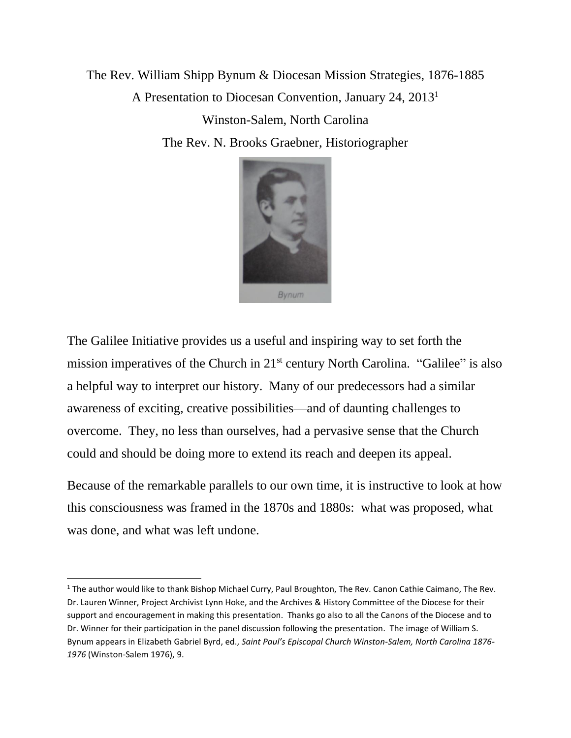The Rev. William Shipp Bynum & Diocesan Mission Strategies, 1876-1885

A Presentation to Diocesan Convention, January 24, 2013[1]

Winston-Salem, North Carolina

The Rev. N. Brooks Graebner, Historiographer

Bynum

The Galilee Initiative provides us a useful and inspiring way to set forth the mission imperatives of the Church in 21st century North Carolina. "Galilee" is also a helpful way to interpret our history. Many of our predecessors had a similar awareness of exciting, creative possibilities—and of daunting challenges to overcome. They, no less than ourselves, had a pervasive sense that the Church could and should be doing more to extend its reach and deepen its appeal.

Because of the remarkable parallels to our own time, it is instructive to look at how this consciousness was framed in the 1870s and 1880s: what was proposed, what was done, and what was left undone.

---

[1] The author would like to thank Bishop Michael Curry, Paul Broughton, The Rev. Canon Cathie Caimano, The Rev. Dr. Lauren Winner, Project Archivist Lynn Hoke, and the Archives & History Committee of the Diocese for their support and encouragement in making this presentation. Thanks go also to all the Canons of the Diocese and to Dr. Winner for their participation in the panel discussion following the presentation. The image of William S. Bynum appears in Elizabeth Gabriel Byrd, ed., *Saint Paul's Episcopal Church Winston-Salem, North Carolina 1876-1976* (Winston-Salem 1976), 9.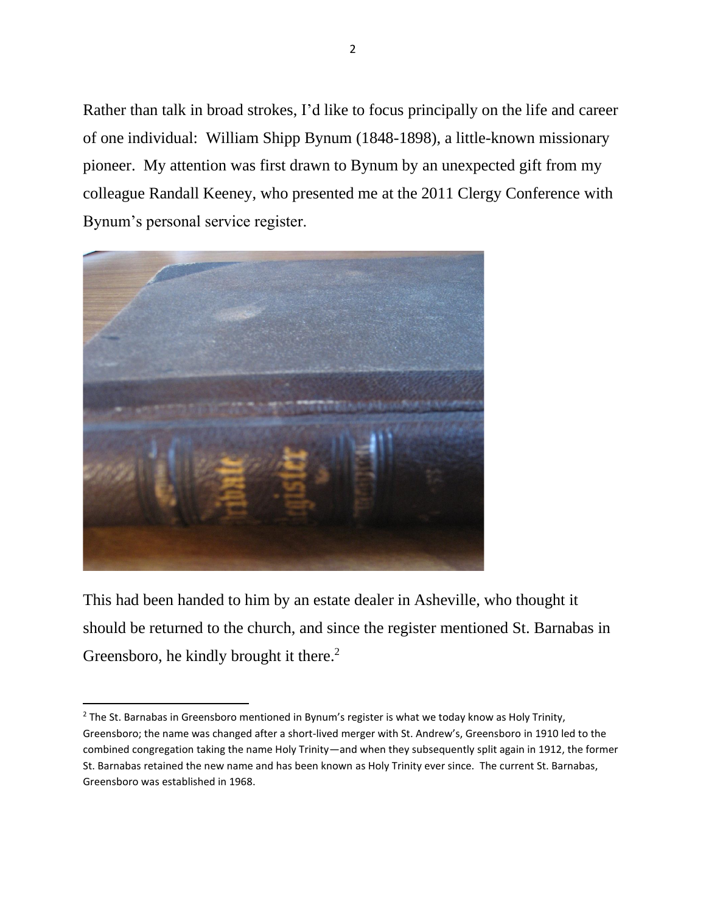Rather than talk in broad strokes, I'd like to focus principally on the life and career of one individual: William Shipp Bynum (1848-1898), a little-known missionary pioneer. My attention was first drawn to Bynum by an unexpected gift from my colleague Randall Keeney, who presented me at the 2011 Clergy Conference with Bynum's personal service register.

This had been handed to him by an estate dealer in Asheville, who thought it should be returned to the church, and since the register mentioned St. Barnabas in Greensboro, he kindly brought it there.[2]

[2] The St. Barnabas in Greensboro mentioned in Bynum's register is what we today know as Holy Trinity, Greensboro; the name was changed after a short-lived merger with St. Andrew's, Greensboro in 1910 led to the combined congregation taking the name Holy Trinity—and when they subsequently split again in 1912, the former St. Barnabas retained the new name and has been known as Holy Trinity ever since. The current St. Barnabas, Greensboro was established in 1968.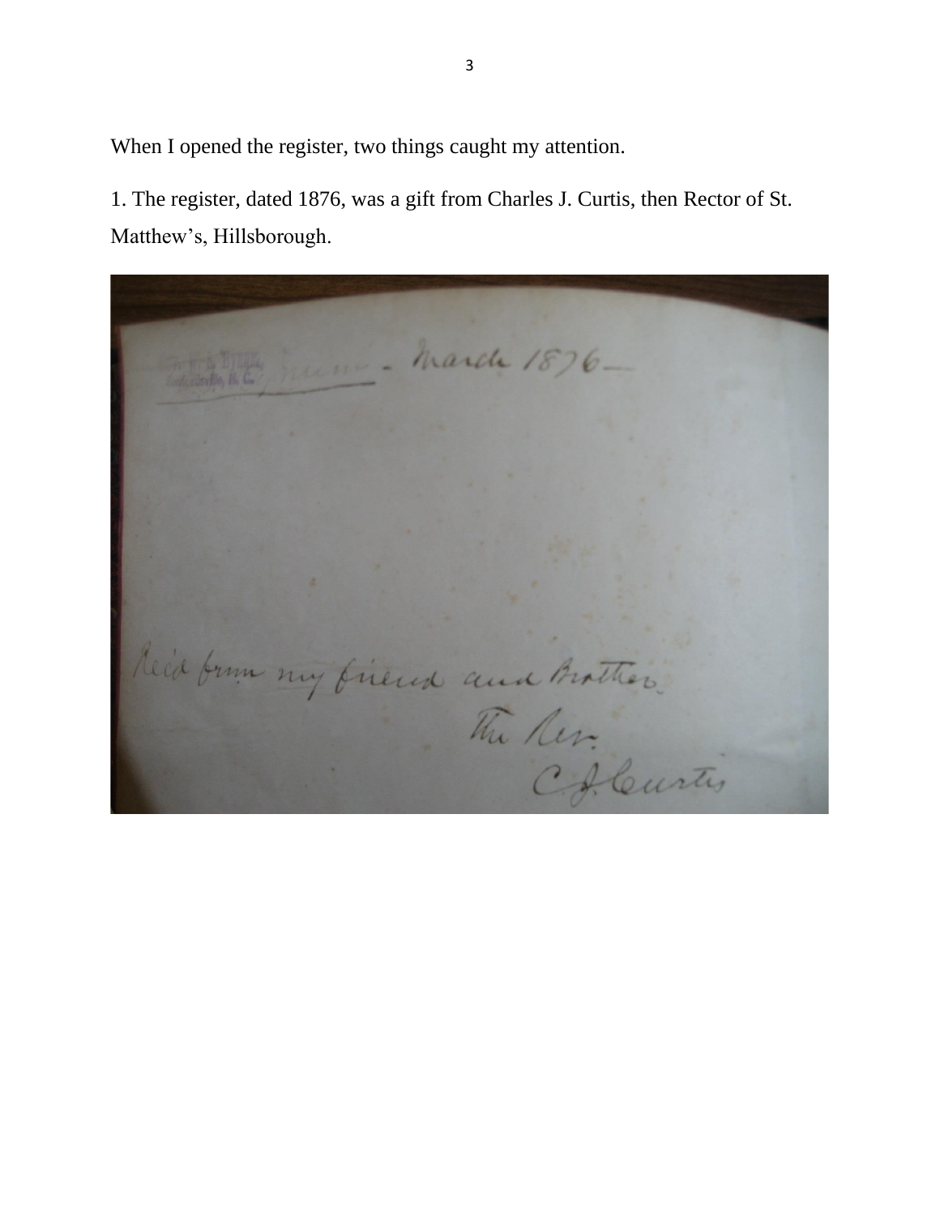When I opened the register, two things caught my attention.

1. The register, dated 1876, was a gift from Charles J. Curtis, then Rector of St. Matthew's, Hillsborough.

March 1876 –

Rec'd from my friend and Brother

The Rev.

C. J. Curtis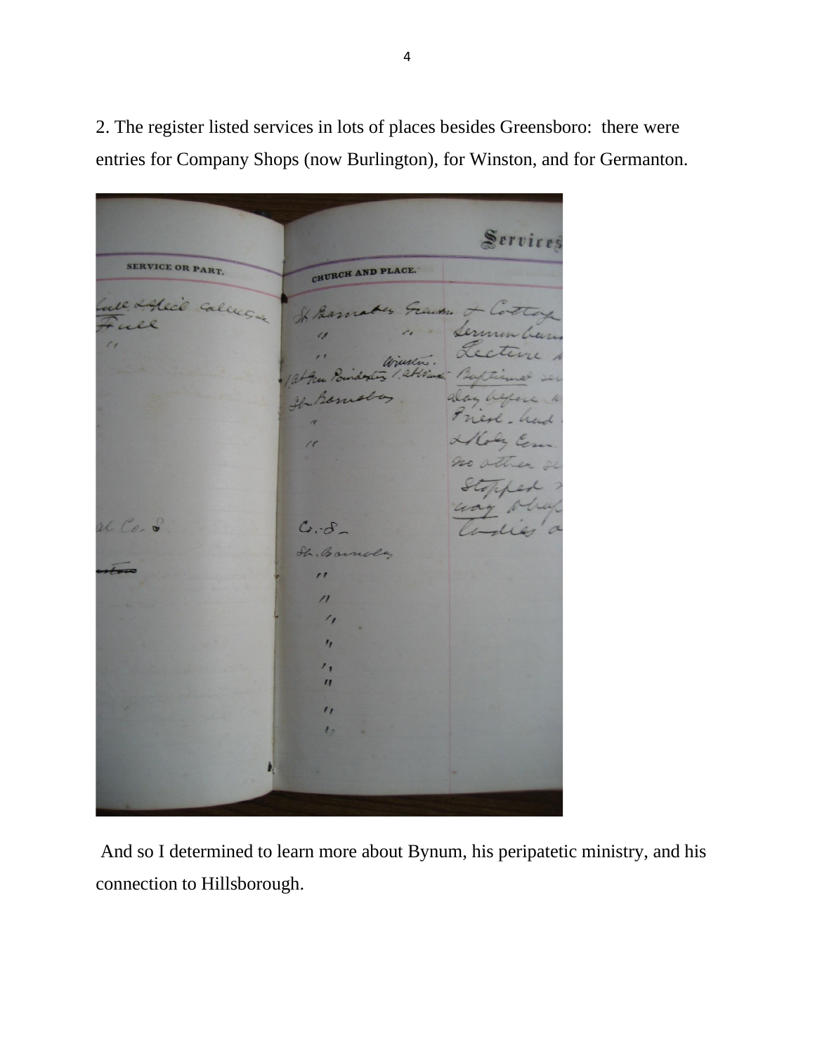2. The register listed services in lots of places besides Greensboro: there were entries for Company Shops (now Burlington), for Winston, and for Germanton.

And so I determined to learn more about Bynum, his peripatetic ministry, and his connection to Hillsborough.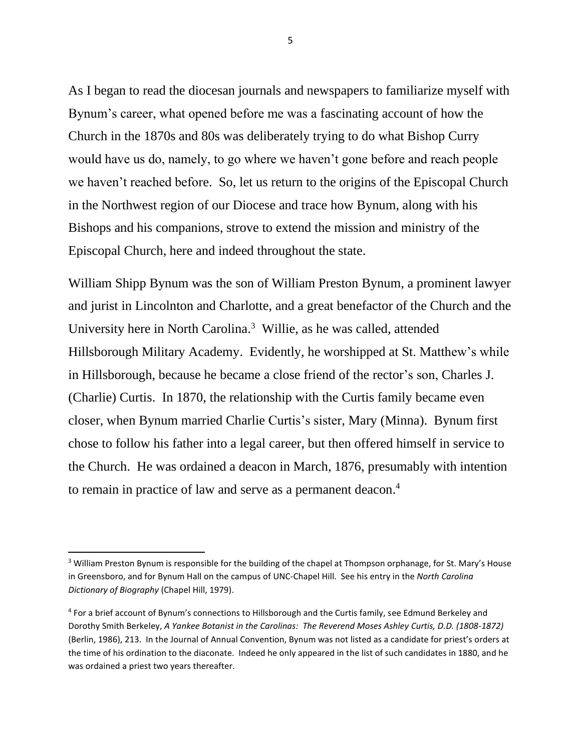As I began to read the diocesan journals and newspapers to familiarize myself with Bynum's career, what opened before me was a fascinating account of how the Church in the 1870s and 80s was deliberately trying to do what Bishop Curry would have us do, namely, to go where we haven't gone before and reach people we haven't reached before. So, let us return to the origins of the Episcopal Church in the Northwest region of our Diocese and trace how Bynum, along with his Bishops and his companions, strove to extend the mission and ministry of the Episcopal Church, here and indeed throughout the state.

William Shipp Bynum was the son of William Preston Bynum, a prominent lawyer and jurist in Lincolnton and Charlotte, and a great benefactor of the Church and the University here in North Carolina.[3] Willie, as he was called, attended Hillsborough Military Academy. Evidently, he worshipped at St. Matthew's while in Hillsborough, because he became a close friend of the rector's son, Charles J. (Charlie) Curtis. In 1870, the relationship with the Curtis family became even closer, when Bynum married Charlie Curtis's sister, Mary (Minna). Bynum first chose to follow his father into a legal career, but then offered himself in service to the Church. He was ordained a deacon in March, 1876, presumably with intention to remain in practice of law and serve as a permanent deacon.[4]

---

[3] William Preston Bynum is responsible for the building of the chapel at Thompson orphanage, for St. Mary's House in Greensboro, and for Bynum Hall on the campus of UNC-Chapel Hill. See his entry in the *North Carolina Dictionary of Biography* (Chapel Hill, 1979).

[4] For a brief account of Bynum's connections to Hillsborough and the Curtis family, see Edmund Berkeley and Dorothy Smith Berkeley, *A Yankee Botanist in the Carolinas: The Reverend Moses Ashley Curtis, D.D. (1808-1872)* (Berlin, 1986), 213. In the Journal of Annual Convention, Bynum was not listed as a candidate for priest's orders at the time of his ordination to the diaconate. Indeed he only appeared in the list of such candidates in 1880, and he was ordained a priest two years thereafter.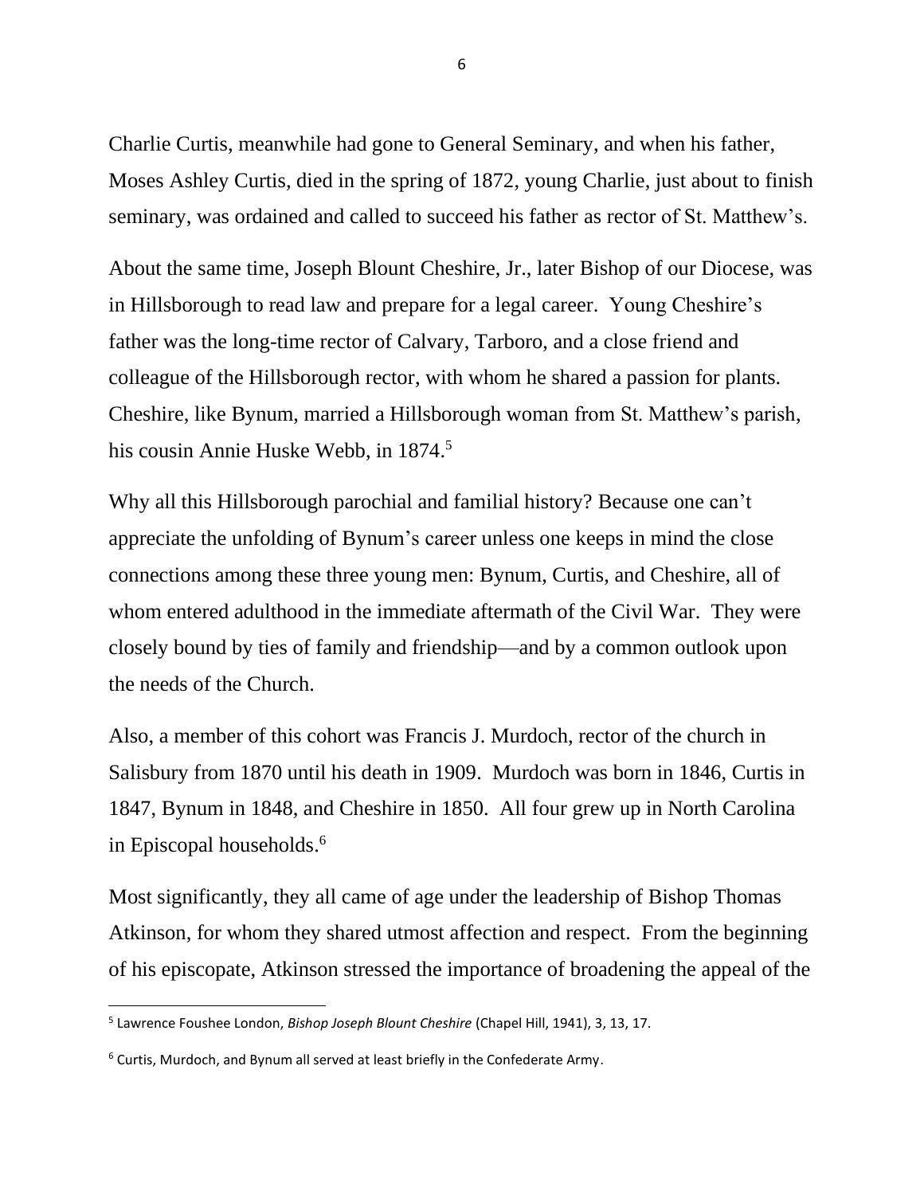Charlie Curtis, meanwhile had gone to General Seminary, and when his father, Moses Ashley Curtis, died in the spring of 1872, young Charlie, just about to finish seminary, was ordained and called to succeed his father as rector of St. Matthew's.

About the same time, Joseph Blount Cheshire, Jr., later Bishop of our Diocese, was in Hillsborough to read law and prepare for a legal career. Young Cheshire's father was the long-time rector of Calvary, Tarboro, and a close friend and colleague of the Hillsborough rector, with whom he shared a passion for plants. Cheshire, like Bynum, married a Hillsborough woman from St. Matthew's parish, his cousin Annie Huske Webb, in 1874.[5]

Why all this Hillsborough parochial and familial history? Because one can't appreciate the unfolding of Bynum's career unless one keeps in mind the close connections among these three young men: Bynum, Curtis, and Cheshire, all of whom entered adulthood in the immediate aftermath of the Civil War. They were closely bound by ties of family and friendship—and by a common outlook upon the needs of the Church.

Also, a member of this cohort was Francis J. Murdoch, rector of the church in Salisbury from 1870 until his death in 1909. Murdoch was born in 1846, Curtis in 1847, Bynum in 1848, and Cheshire in 1850. All four grew up in North Carolina in Episcopal households.[6]

Most significantly, they all came of age under the leadership of Bishop Thomas Atkinson, for whom they shared utmost affection and respect. From the beginning of his episcopate, Atkinson stressed the importance of broadening the appeal of the

---

[5] Lawrence Foushee London, *Bishop Joseph Blount Cheshire* (Chapel Hill, 1941), 3, 13, 17.

[6] Curtis, Murdoch, and Bynum all served at least briefly in the Confederate Army.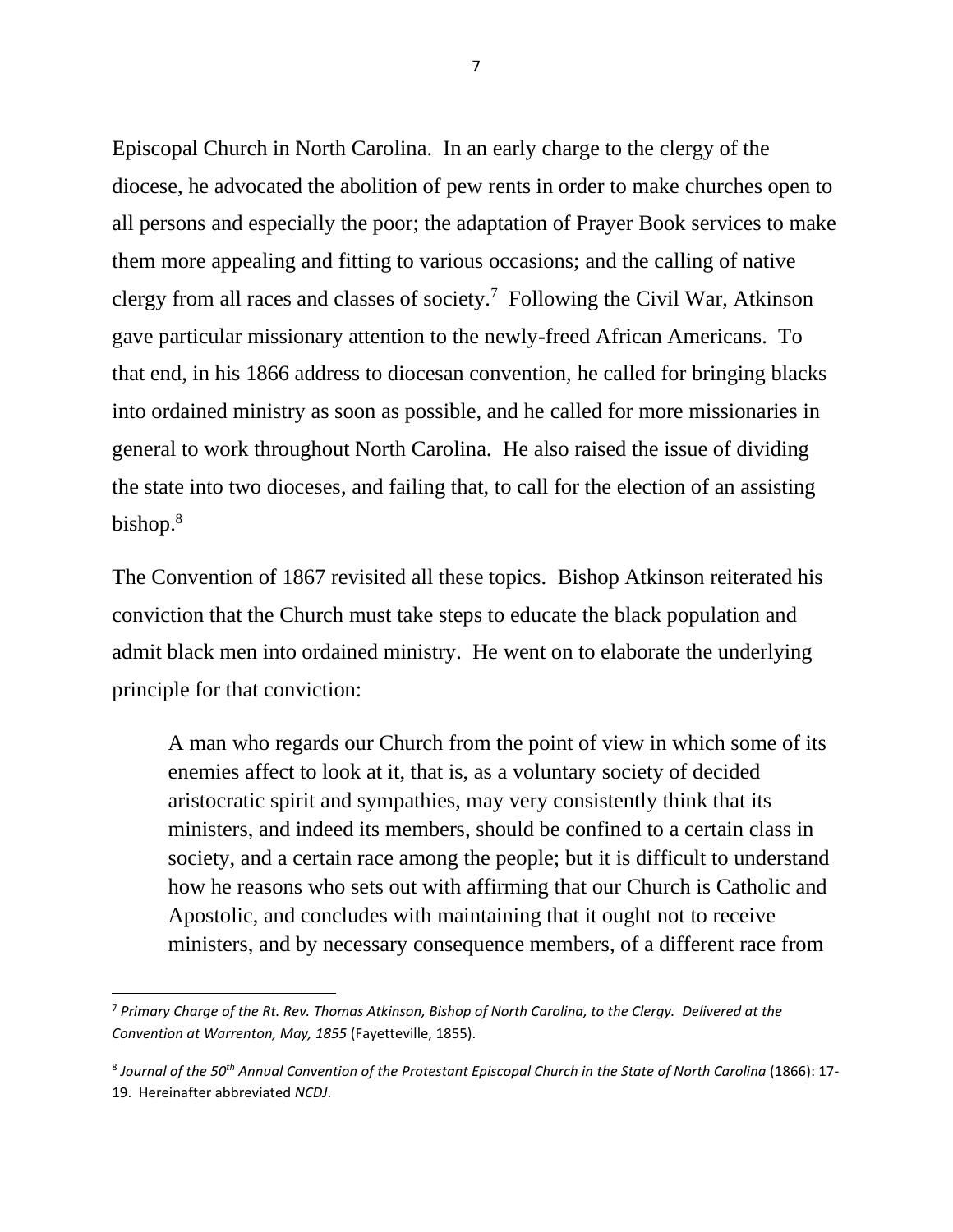Episcopal Church in North Carolina. In an early charge to the clergy of the diocese, he advocated the abolition of pew rents in order to make churches open to all persons and especially the poor; the adaptation of Prayer Book services to make them more appealing and fitting to various occasions; and the calling of native clergy from all races and classes of society.[7] Following the Civil War, Atkinson gave particular missionary attention to the newly-freed African Americans. To that end, in his 1866 address to diocesan convention, he called for bringing blacks into ordained ministry as soon as possible, and he called for more missionaries in general to work throughout North Carolina. He also raised the issue of dividing the state into two dioceses, and failing that, to call for the election of an assisting bishop.[8]

The Convention of 1867 revisited all these topics. Bishop Atkinson reiterated his conviction that the Church must take steps to educate the black population and admit black men into ordained ministry. He went on to elaborate the underlying principle for that conviction:

> A man who regards our Church from the point of view in which some of its enemies affect to look at it, that is, as a voluntary society of decided aristocratic spirit and sympathies, may very consistently think that its ministers, and indeed its members, should be confined to a certain class in society, and a certain race among the people; but it is difficult to understand how he reasons who sets out with affirming that our Church is Catholic and Apostolic, and concludes with maintaining that it ought not to receive ministers, and by necessary consequence members, of a different race from

---

[7] *Primary Charge of the Rt. Rev. Thomas Atkinson, Bishop of North Carolina, to the Clergy. Delivered at the Convention at Warrenton, May, 1855* (Fayetteville, 1855).

[8] *Journal of the 50th Annual Convention of the Protestant Episcopal Church in the State of North Carolina* (1866): 17-19. Hereinafter abbreviated *NCDJ*.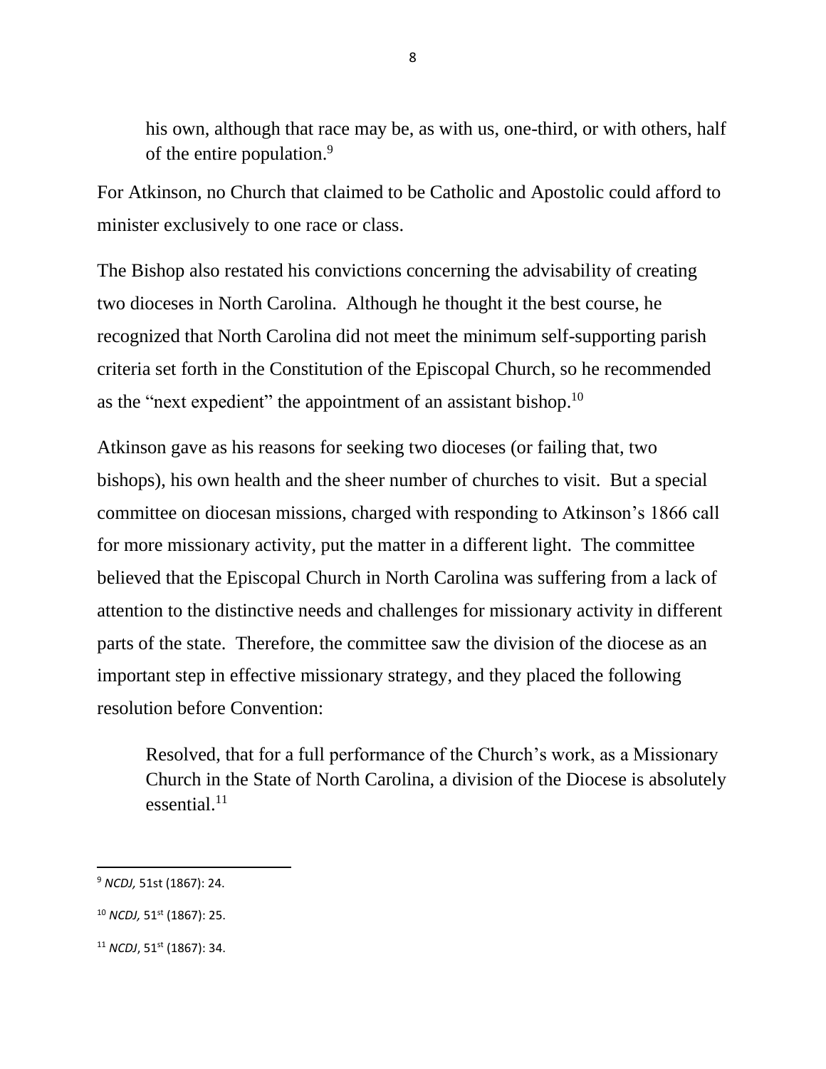> his own, although that race may be, as with us, one-third, or with others, half of the entire population.[9]

For Atkinson, no Church that claimed to be Catholic and Apostolic could afford to minister exclusively to one race or class.

The Bishop also restated his convictions concerning the advisability of creating two dioceses in North Carolina. Although he thought it the best course, he recognized that North Carolina did not meet the minimum self-supporting parish criteria set forth in the Constitution of the Episcopal Church, so he recommended as the "next expedient" the appointment of an assistant bishop.[10]

Atkinson gave as his reasons for seeking two dioceses (or failing that, two bishops), his own health and the sheer number of churches to visit. But a special committee on diocesan missions, charged with responding to Atkinson's 1866 call for more missionary activity, put the matter in a different light. The committee believed that the Episcopal Church in North Carolina was suffering from a lack of attention to the distinctive needs and challenges for missionary activity in different parts of the state. Therefore, the committee saw the division of the diocese as an important step in effective missionary strategy, and they placed the following resolution before Convention:

> Resolved, that for a full performance of the Church's work, as a Missionary Church in the State of North Carolina, a division of the Diocese is absolutely essential.[11]

---

[9] *NCDJ,* 51st (1867): 24.

[10] *NCDJ,* 51st (1867): 25.

[11] *NCDJ*, 51st (1867): 34.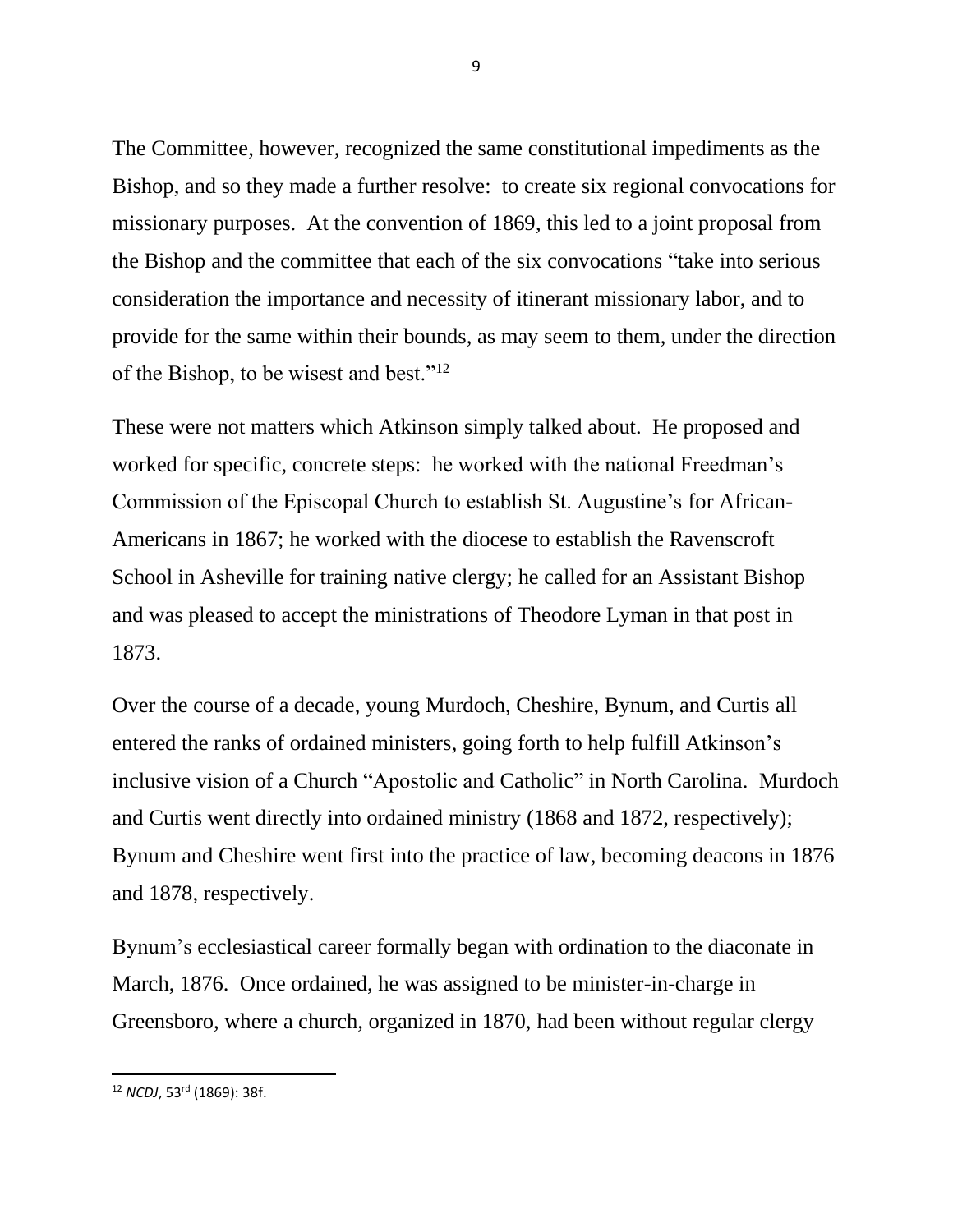The Committee, however, recognized the same constitutional impediments as the Bishop, and so they made a further resolve: to create six regional convocations for missionary purposes. At the convention of 1869, this led to a joint proposal from the Bishop and the committee that each of the six convocations "take into serious consideration the importance and necessity of itinerant missionary labor, and to provide for the same within their bounds, as may seem to them, under the direction of the Bishop, to be wisest and best."[12]

These were not matters which Atkinson simply talked about. He proposed and worked for specific, concrete steps: he worked with the national Freedman's Commission of the Episcopal Church to establish St. Augustine's for African-Americans in 1867; he worked with the diocese to establish the Ravenscroft School in Asheville for training native clergy; he called for an Assistant Bishop and was pleased to accept the ministrations of Theodore Lyman in that post in 1873.

Over the course of a decade, young Murdoch, Cheshire, Bynum, and Curtis all entered the ranks of ordained ministers, going forth to help fulfill Atkinson's inclusive vision of a Church "Apostolic and Catholic" in North Carolina. Murdoch and Curtis went directly into ordained ministry (1868 and 1872, respectively); Bynum and Cheshire went first into the practice of law, becoming deacons in 1876 and 1878, respectively.

Bynum's ecclesiastical career formally began with ordination to the diaconate in March, 1876. Once ordained, he was assigned to be minister-in-charge in Greensboro, where a church, organized in 1870, had been without regular clergy

---

[12] *NCDJ*, 53rd (1869): 38f.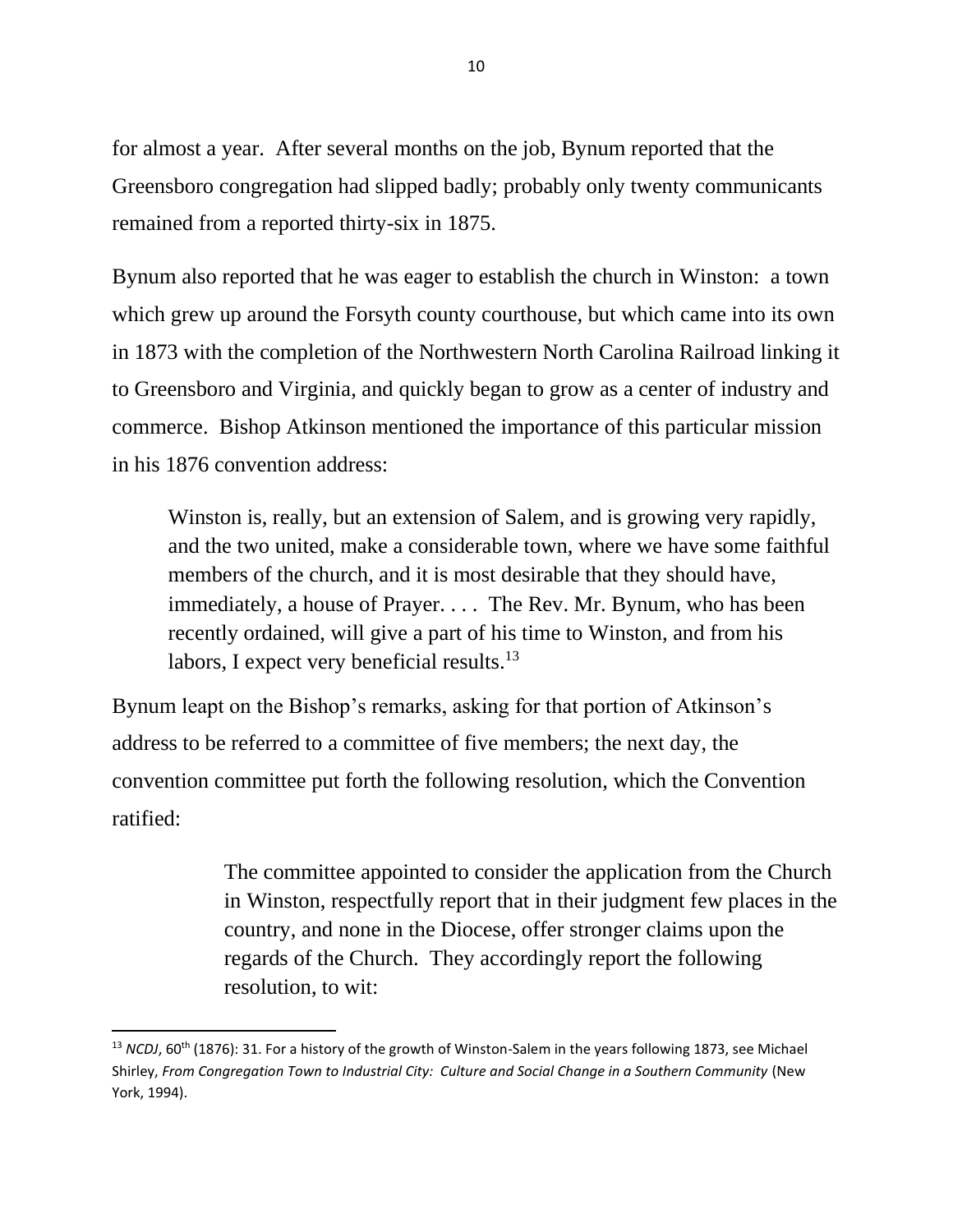for almost a year. After several months on the job, Bynum reported that the Greensboro congregation had slipped badly; probably only twenty communicants remained from a reported thirty-six in 1875.

Bynum also reported that he was eager to establish the church in Winston: a town which grew up around the Forsyth county courthouse, but which came into its own in 1873 with the completion of the Northwestern North Carolina Railroad linking it to Greensboro and Virginia, and quickly began to grow as a center of industry and commerce. Bishop Atkinson mentioned the importance of this particular mission in his 1876 convention address:

> Winston is, really, but an extension of Salem, and is growing very rapidly, and the two united, make a considerable town, where we have some faithful members of the church, and it is most desirable that they should have, immediately, a house of Prayer. . . . The Rev. Mr. Bynum, who has been recently ordained, will give a part of his time to Winston, and from his labors, I expect very beneficial results.[13]

Bynum leapt on the Bishop's remarks, asking for that portion of Atkinson's address to be referred to a committee of five members; the next day, the convention committee put forth the following resolution, which the Convention ratified:

> The committee appointed to consider the application from the Church in Winston, respectfully report that in their judgment few places in the country, and none in the Diocese, offer stronger claims upon the regards of the Church. They accordingly report the following resolution, to wit:

---

[13] *NCDJ*, 60th (1876): 31. For a history of the growth of Winston-Salem in the years following 1873, see Michael Shirley, *From Congregation Town to Industrial City: Culture and Social Change in a Southern Community* (New York, 1994).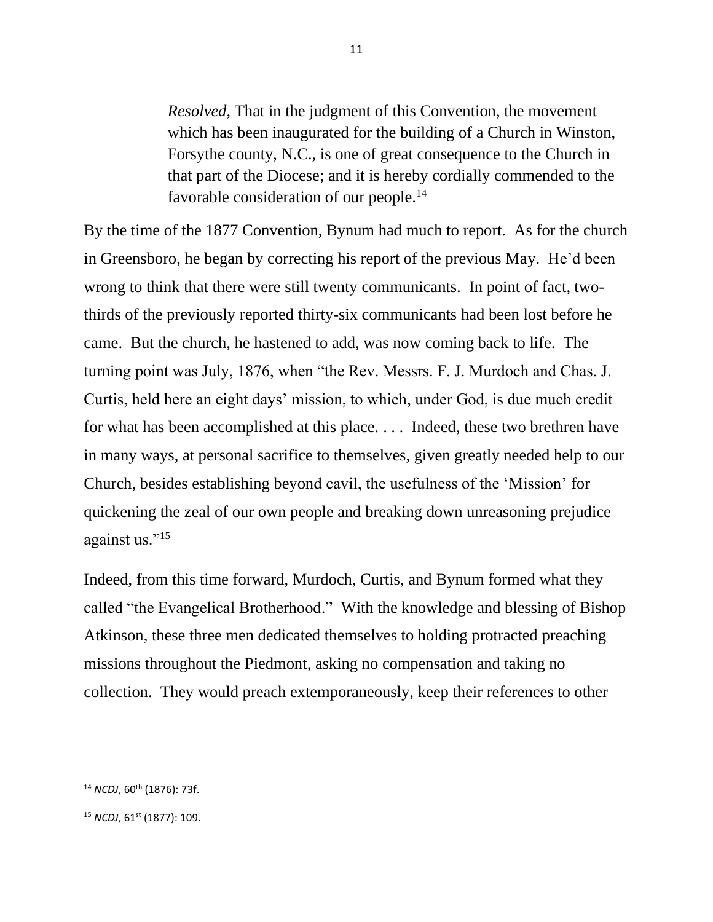> *Resolved,* That in the judgment of this Convention, the movement which has been inaugurated for the building of a Church in Winston, Forsythe county, N.C., is one of great consequence to the Church in that part of the Diocese; and it is hereby cordially commended to the favorable consideration of our people.[14]

By the time of the 1877 Convention, Bynum had much to report. As for the church in Greensboro, he began by correcting his report of the previous May. He'd been wrong to think that there were still twenty communicants. In point of fact, two-thirds of the previously reported thirty-six communicants had been lost before he came. But the church, he hastened to add, was now coming back to life. The turning point was July, 1876, when "the Rev. Messrs. F. J. Murdoch and Chas. J. Curtis, held here an eight days' mission, to which, under God, is due much credit for what has been accomplished at this place. . . . Indeed, these two brethren have in many ways, at personal sacrifice to themselves, given greatly needed help to our Church, besides establishing beyond cavil, the usefulness of the 'Mission' for quickening the zeal of our own people and breaking down unreasoning prejudice against us."[15]

Indeed, from this time forward, Murdoch, Curtis, and Bynum formed what they called "the Evangelical Brotherhood." With the knowledge and blessing of Bishop Atkinson, these three men dedicated themselves to holding protracted preaching missions throughout the Piedmont, asking no compensation and taking no collection. They would preach extemporaneously, keep their references to other

---

[14] *NCDJ*, 60th (1876): 73f.

[15] *NCDJ*, 61st (1877): 109.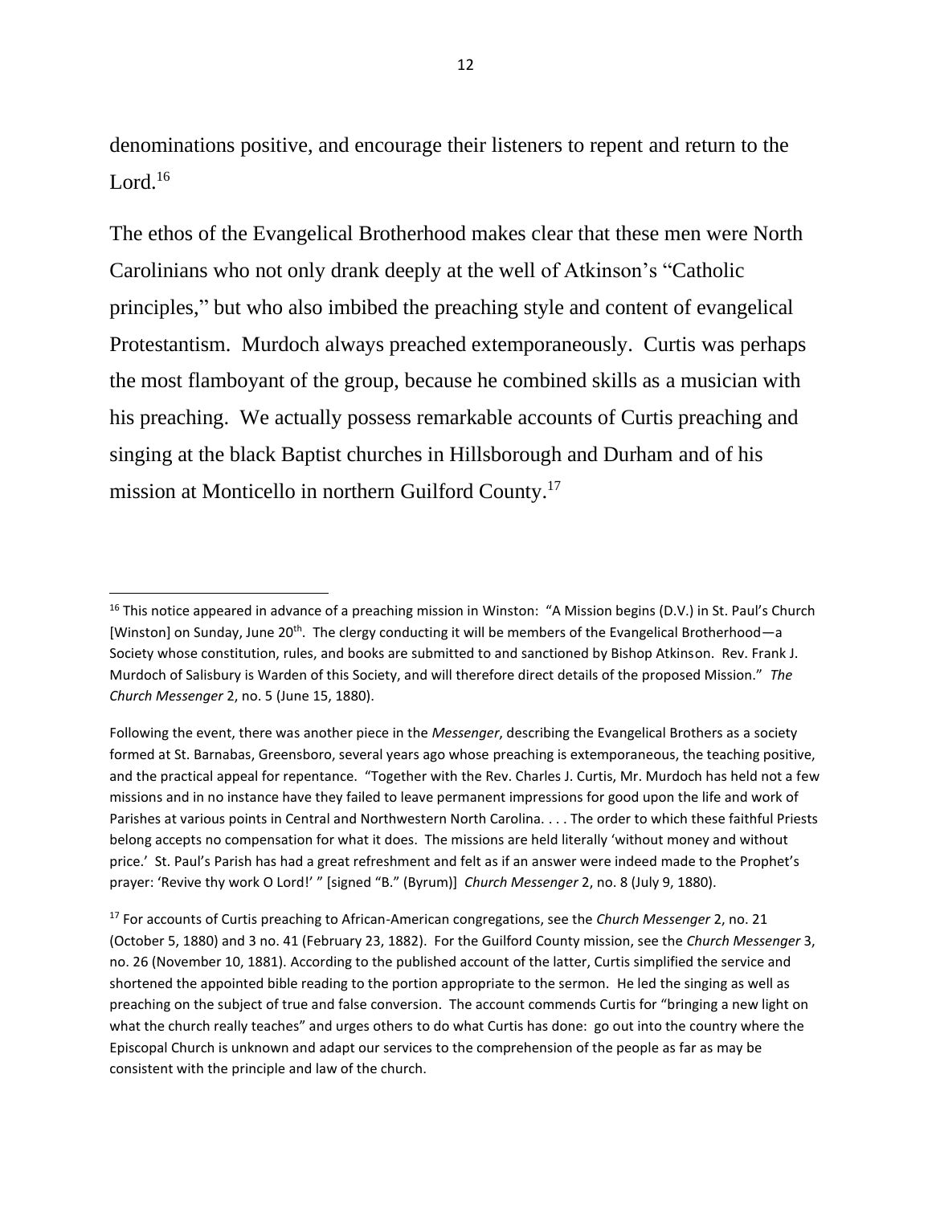denominations positive, and encourage their listeners to repent and return to the Lord.[16]

The ethos of the Evangelical Brotherhood makes clear that these men were North Carolinians who not only drank deeply at the well of Atkinson's "Catholic principles," but who also imbibed the preaching style and content of evangelical Protestantism. Murdoch always preached extemporaneously. Curtis was perhaps the most flamboyant of the group, because he combined skills as a musician with his preaching. We actually possess remarkable accounts of Curtis preaching and singing at the black Baptist churches in Hillsborough and Durham and of his mission at Monticello in northern Guilford County.[17]

---

[16] This notice appeared in advance of a preaching mission in Winston: "A Mission begins (D.V.) in St. Paul's Church [Winston] on Sunday, June 20th. The clergy conducting it will be members of the Evangelical Brotherhood—a Society whose constitution, rules, and books are submitted to and sanctioned by Bishop Atkinson. Rev. Frank J. Murdoch of Salisbury is Warden of this Society, and will therefore direct details of the proposed Mission." *The Church Messenger* 2, no. 5 (June 15, 1880).

Following the event, there was another piece in the *Messenger*, describing the Evangelical Brothers as a society formed at St. Barnabas, Greensboro, several years ago whose preaching is extemporaneous, the teaching positive, and the practical appeal for repentance. "Together with the Rev. Charles J. Curtis, Mr. Murdoch has held not a few missions and in no instance have they failed to leave permanent impressions for good upon the life and work of Parishes at various points in Central and Northwestern North Carolina. . . . The order to which these faithful Priests belong accepts no compensation for what it does. The missions are held literally 'without money and without price.' St. Paul's Parish has had a great refreshment and felt as if an answer were indeed made to the Prophet's prayer: 'Revive thy work O Lord!' " [signed "B." (Byrum)] *Church Messenger* 2, no. 8 (July 9, 1880).

[17] For accounts of Curtis preaching to African-American congregations, see the *Church Messenger* 2, no. 21 (October 5, 1880) and 3 no. 41 (February 23, 1882). For the Guilford County mission, see the *Church Messenger* 3, no. 26 (November 10, 1881). According to the published account of the latter, Curtis simplified the service and shortened the appointed bible reading to the portion appropriate to the sermon. He led the singing as well as preaching on the subject of true and false conversion. The account commends Curtis for "bringing a new light on what the church really teaches" and urges others to do what Curtis has done: go out into the country where the Episcopal Church is unknown and adapt our services to the comprehension of the people as far as may be consistent with the principle and law of the church.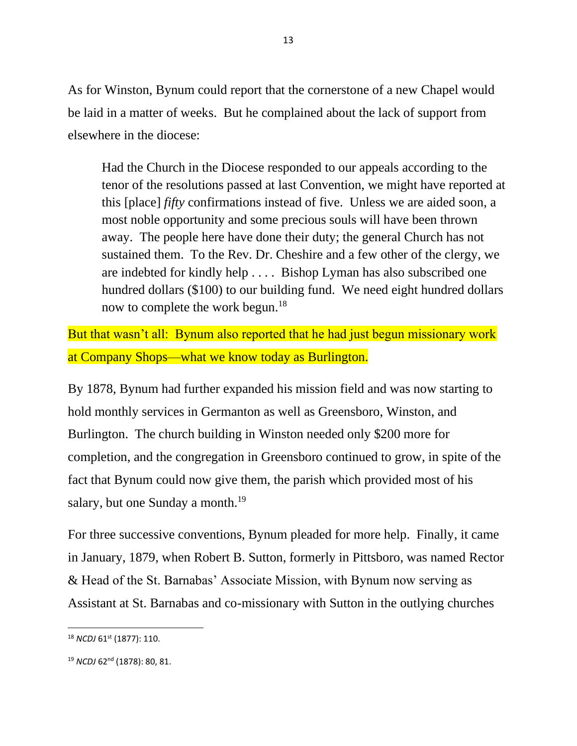As for Winston, Bynum could report that the cornerstone of a new Chapel would be laid in a matter of weeks. But he complained about the lack of support from elsewhere in the diocese:

> Had the Church in the Diocese responded to our appeals according to the tenor of the resolutions passed at last Convention, we might have reported at this [place] *fifty* confirmations instead of five. Unless we are aided soon, a most noble opportunity and some precious souls will have been thrown away. The people here have done their duty; the general Church has not sustained them. To the Rev. Dr. Cheshire and a few other of the clergy, we are indebted for kindly help . . . . Bishop Lyman has also subscribed one hundred dollars ($100) to our building fund. We need eight hundred dollars now to complete the work begun.[18]

But that wasn't all: Bynum also reported that he had just begun missionary work at Company Shops—what we know today as Burlington.

By 1878, Bynum had further expanded his mission field and was now starting to hold monthly services in Germanton as well as Greensboro, Winston, and Burlington. The church building in Winston needed only $200 more for completion, and the congregation in Greensboro continued to grow, in spite of the fact that Bynum could now give them, the parish which provided most of his salary, but one Sunday a month.[19]

For three successive conventions, Bynum pleaded for more help. Finally, it came in January, 1879, when Robert B. Sutton, formerly in Pittsboro, was named Rector & Head of the St. Barnabas' Associate Mission, with Bynum now serving as Assistant at St. Barnabas and co-missionary with Sutton in the outlying churches

---

[18] *NCDJ* 61st (1877): 110.

[19] *NCDJ* 62nd (1878): 80, 81.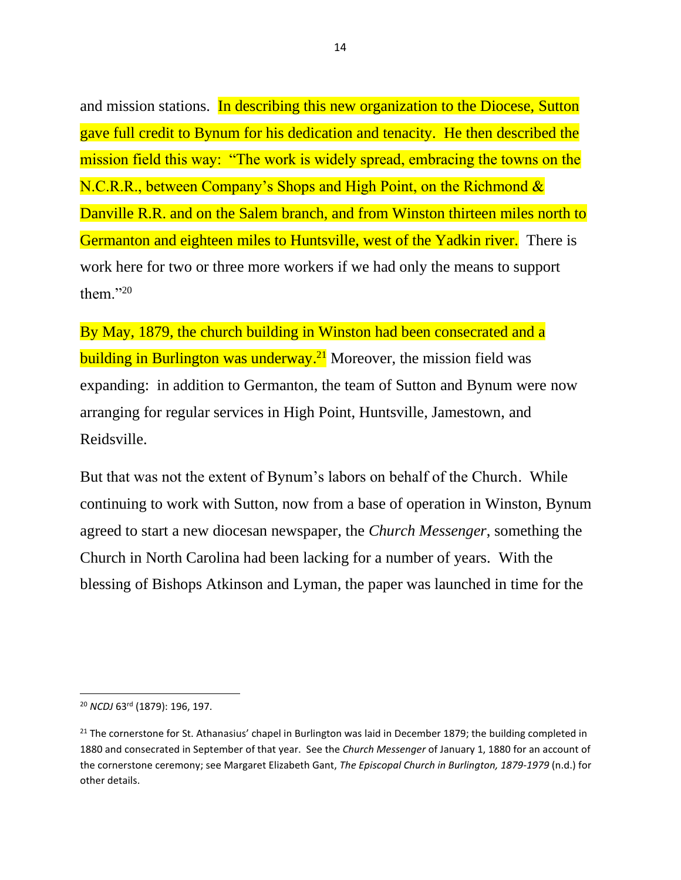and mission stations. In describing this new organization to the Diocese, Sutton gave full credit to Bynum for his dedication and tenacity. He then described the mission field this way: "The work is widely spread, embracing the towns on the N.C.R.R., between Company's Shops and High Point, on the Richmond & Danville R.R. and on the Salem branch, and from Winston thirteen miles north to Germanton and eighteen miles to Huntsville, west of the Yadkin river. There is work here for two or three more workers if we had only the means to support them."[20]

By May, 1879, the church building in Winston had been consecrated and a building in Burlington was underway.[21] Moreover, the mission field was expanding: in addition to Germanton, the team of Sutton and Bynum were now arranging for regular services in High Point, Huntsville, Jamestown, and Reidsville.

But that was not the extent of Bynum's labors on behalf of the Church. While continuing to work with Sutton, now from a base of operation in Winston, Bynum agreed to start a new diocesan newspaper, the *Church Messenger*, something the Church in North Carolina had been lacking for a number of years. With the blessing of Bishops Atkinson and Lyman, the paper was launched in time for the

---

[20] *NCDJ* 63rd (1879): 196, 197.

[21] The cornerstone for St. Athanasius' chapel in Burlington was laid in December 1879; the building completed in 1880 and consecrated in September of that year. See the *Church Messenger* of January 1, 1880 for an account of the cornerstone ceremony; see Margaret Elizabeth Gant, *The Episcopal Church in Burlington, 1879-1979* (n.d.) for other details.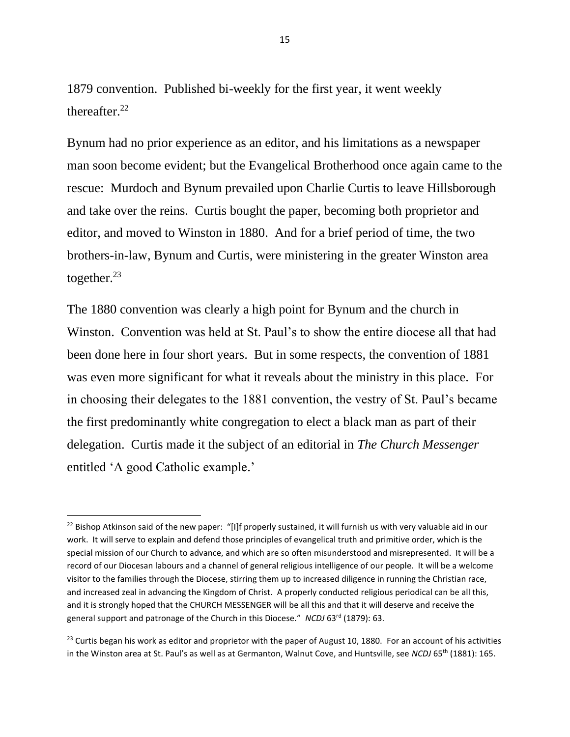1879 convention. Published bi-weekly for the first year, it went weekly thereafter.[22]

Bynum had no prior experience as an editor, and his limitations as a newspaper man soon become evident; but the Evangelical Brotherhood once again came to the rescue: Murdoch and Bynum prevailed upon Charlie Curtis to leave Hillsborough and take over the reins. Curtis bought the paper, becoming both proprietor and editor, and moved to Winston in 1880. And for a brief period of time, the two brothers-in-law, Bynum and Curtis, were ministering in the greater Winston area together.[23]

The 1880 convention was clearly a high point for Bynum and the church in Winston. Convention was held at St. Paul's to show the entire diocese all that had been done here in four short years. But in some respects, the convention of 1881 was even more significant for what it reveals about the ministry in this place. For in choosing their delegates to the 1881 convention, the vestry of St. Paul's became the first predominantly white congregation to elect a black man as part of their delegation. Curtis made it the subject of an editorial in *The Church Messenger* entitled 'A good Catholic example.'

---

[22] Bishop Atkinson said of the new paper: "[I]f properly sustained, it will furnish us with very valuable aid in our work. It will serve to explain and defend those principles of evangelical truth and primitive order, which is the special mission of our Church to advance, and which are so often misunderstood and misrepresented. It will be a record of our Diocesan labours and a channel of general religious intelligence of our people. It will be a welcome visitor to the families through the Diocese, stirring them up to increased diligence in running the Christian race, and increased zeal in advancing the Kingdom of Christ. A properly conducted religious periodical can be all this, and it is strongly hoped that the CHURCH MESSENGER will be all this and that it will deserve and receive the general support and patronage of the Church in this Diocese." *NCDJ* 63rd (1879): 63.

[23] Curtis began his work as editor and proprietor with the paper of August 10, 1880. For an account of his activities in the Winston area at St. Paul's as well as at Germanton, Walnut Cove, and Huntsville, see *NCDJ* 65th (1881): 165.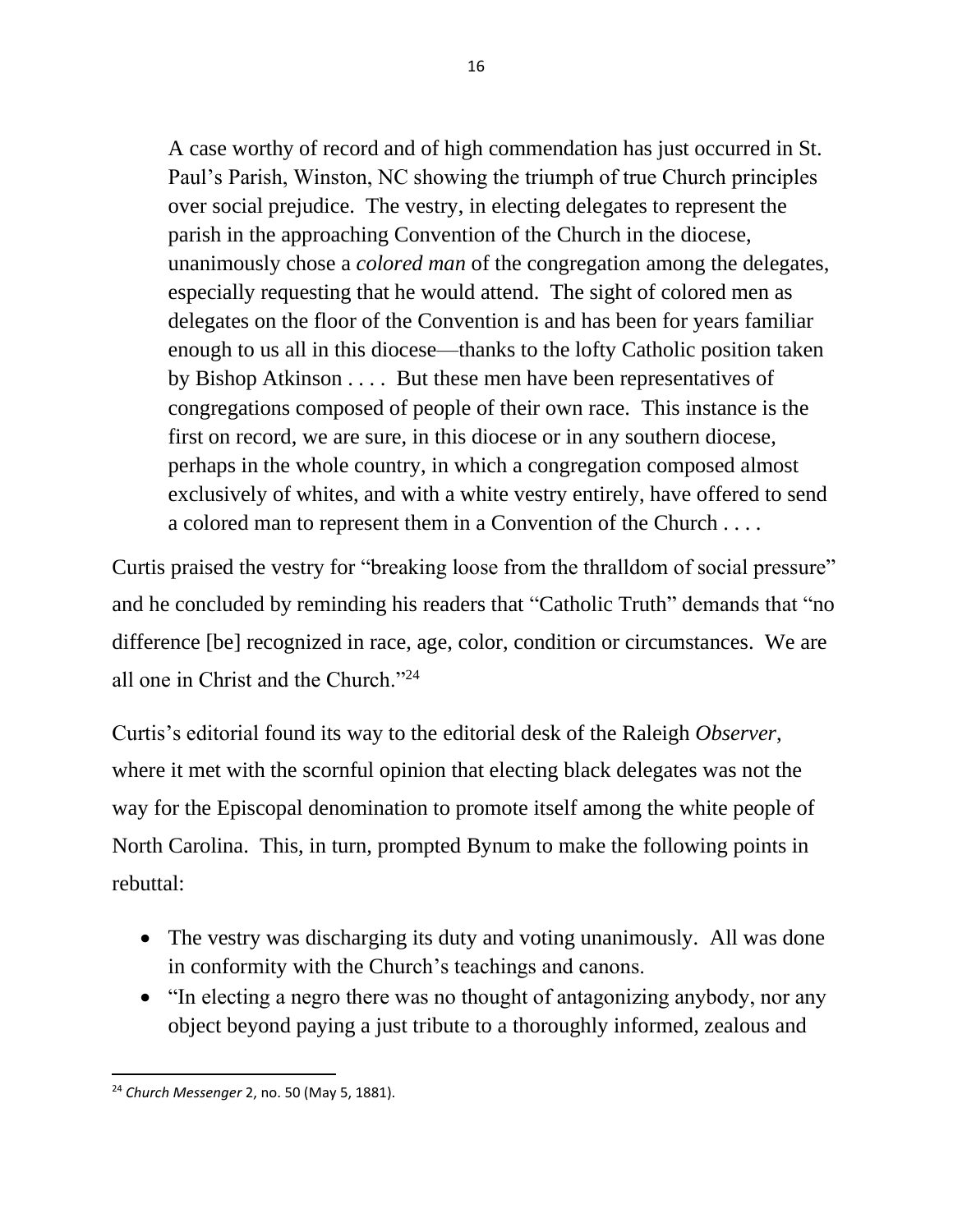> A case worthy of record and of high commendation has just occurred in St. Paul's Parish, Winston, NC showing the triumph of true Church principles over social prejudice. The vestry, in electing delegates to represent the parish in the approaching Convention of the Church in the diocese, unanimously chose a *colored man* of the congregation among the delegates, especially requesting that he would attend. The sight of colored men as delegates on the floor of the Convention is and has been for years familiar enough to us all in this diocese—thanks to the lofty Catholic position taken by Bishop Atkinson . . . . But these men have been representatives of congregations composed of people of their own race. This instance is the first on record, we are sure, in this diocese or in any southern diocese, perhaps in the whole country, in which a congregation composed almost exclusively of whites, and with a white vestry entirely, have offered to send a colored man to represent them in a Convention of the Church . . . .

Curtis praised the vestry for "breaking loose from the thralldom of social pressure" and he concluded by reminding his readers that "Catholic Truth" demands that "no difference [be] recognized in race, age, color, condition or circumstances. We are all one in Christ and the Church."[24]

Curtis's editorial found its way to the editorial desk of the Raleigh *Observer*, where it met with the scornful opinion that electing black delegates was not the way for the Episcopal denomination to promote itself among the white people of North Carolina. This, in turn, prompted Bynum to make the following points in rebuttal:

- The vestry was discharging its duty and voting unanimously. All was done in conformity with the Church's teachings and canons.
- "In electing a negro there was no thought of antagonizing anybody, nor any object beyond paying a just tribute to a thoroughly informed, zealous and

[24] *Church Messenger* 2, no. 50 (May 5, 1881).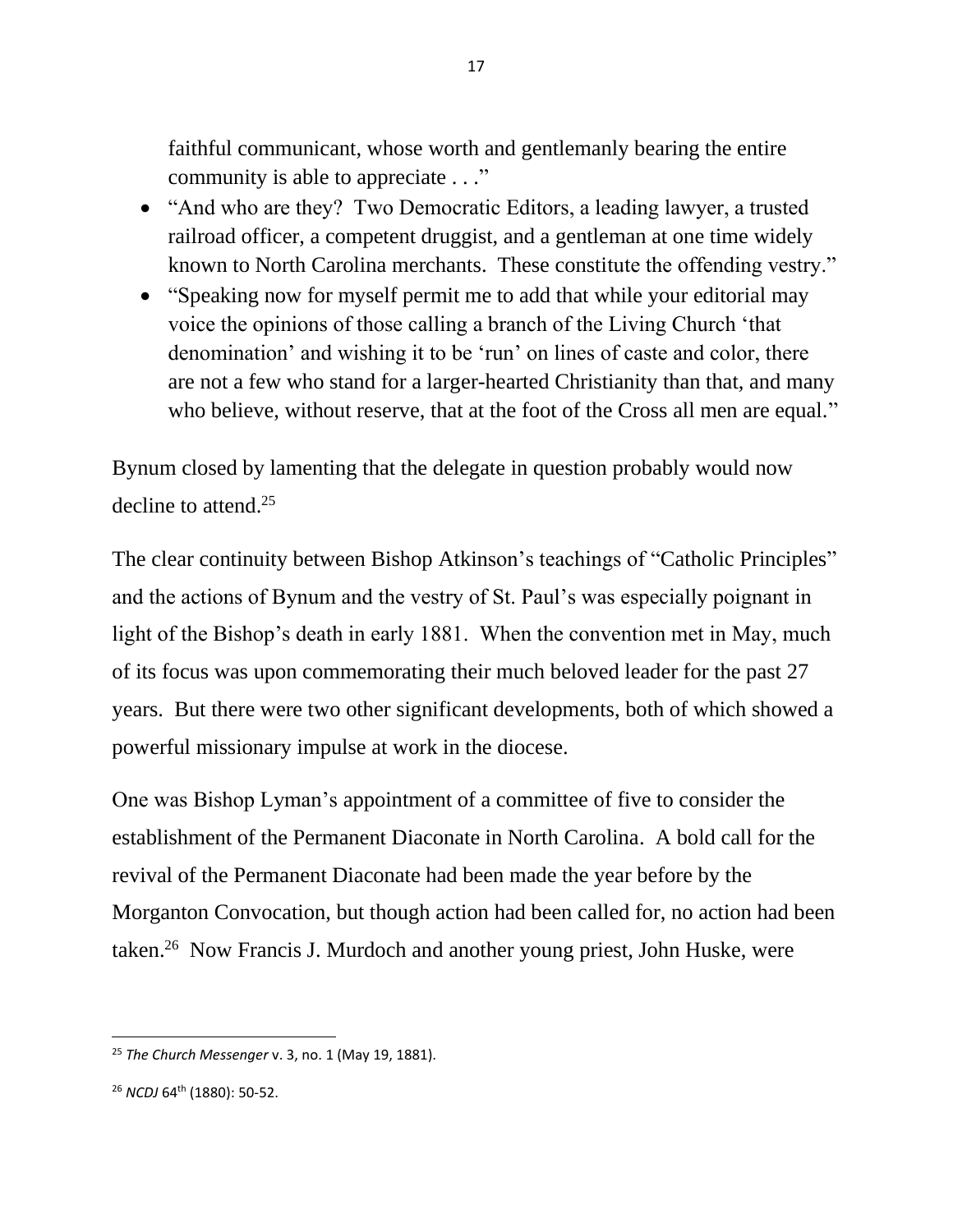faithful communicant, whose worth and gentlemanly bearing the entire community is able to appreciate . . ."

- "And who are they? Two Democratic Editors, a leading lawyer, a trusted railroad officer, a competent druggist, and a gentleman at one time widely known to North Carolina merchants. These constitute the offending vestry."
- "Speaking now for myself permit me to add that while your editorial may voice the opinions of those calling a branch of the Living Church 'that denomination' and wishing it to be 'run' on lines of caste and color, there are not a few who stand for a larger-hearted Christianity than that, and many who believe, without reserve, that at the foot of the Cross all men are equal."

Bynum closed by lamenting that the delegate in question probably would now decline to attend.[25]

The clear continuity between Bishop Atkinson's teachings of "Catholic Principles" and the actions of Bynum and the vestry of St. Paul's was especially poignant in light of the Bishop's death in early 1881. When the convention met in May, much of its focus was upon commemorating their much beloved leader for the past 27 years. But there were two other significant developments, both of which showed a powerful missionary impulse at work in the diocese.

One was Bishop Lyman's appointment of a committee of five to consider the establishment of the Permanent Diaconate in North Carolina. A bold call for the revival of the Permanent Diaconate had been made the year before by the Morganton Convocation, but though action had been called for, no action had been taken.[26] Now Francis J. Murdoch and another young priest, John Huske, were

---

[25] *The Church Messenger* v. 3, no. 1 (May 19, 1881).

[26] *NCDJ* 64th (1880): 50-52.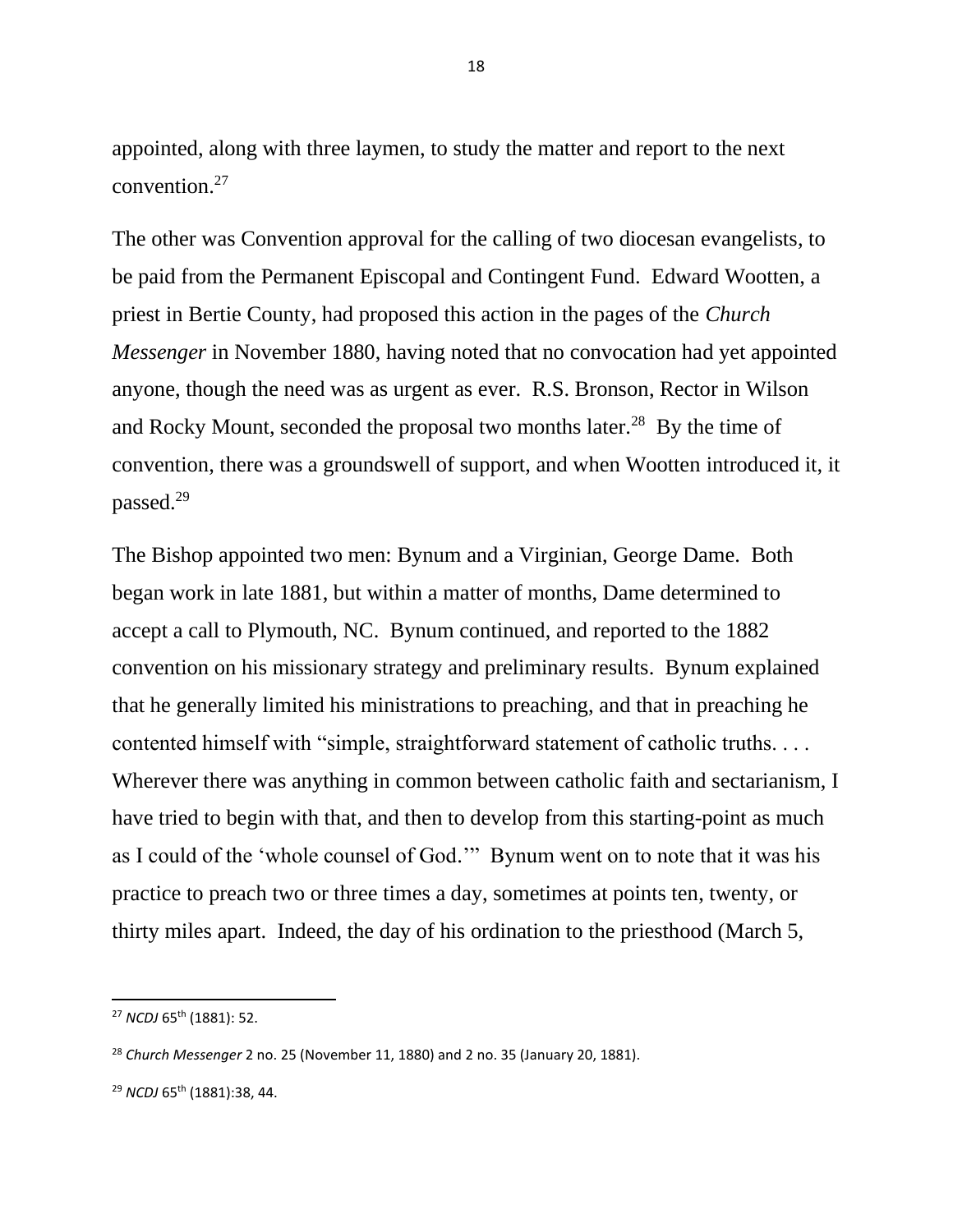appointed, along with three laymen, to study the matter and report to the next convention.[27]

The other was Convention approval for the calling of two diocesan evangelists, to be paid from the Permanent Episcopal and Contingent Fund. Edward Wootten, a priest in Bertie County, had proposed this action in the pages of the *Church Messenger* in November 1880, having noted that no convocation had yet appointed anyone, though the need was as urgent as ever. R.S. Bronson, Rector in Wilson and Rocky Mount, seconded the proposal two months later.[28] By the time of convention, there was a groundswell of support, and when Wootten introduced it, it passed.[29]

The Bishop appointed two men: Bynum and a Virginian, George Dame. Both began work in late 1881, but within a matter of months, Dame determined to accept a call to Plymouth, NC. Bynum continued, and reported to the 1882 convention on his missionary strategy and preliminary results. Bynum explained that he generally limited his ministrations to preaching, and that in preaching he contented himself with "simple, straightforward statement of catholic truths. . . . Wherever there was anything in common between catholic faith and sectarianism, I have tried to begin with that, and then to develop from this starting-point as much as I could of the 'whole counsel of God.'" Bynum went on to note that it was his practice to preach two or three times a day, sometimes at points ten, twenty, or thirty miles apart. Indeed, the day of his ordination to the priesthood (March 5,

---

[27] *NCDJ* 65th (1881): 52.

[28] *Church Messenger* 2 no. 25 (November 11, 1880) and 2 no. 35 (January 20, 1881).

[29] *NCDJ* 65th (1881):38, 44.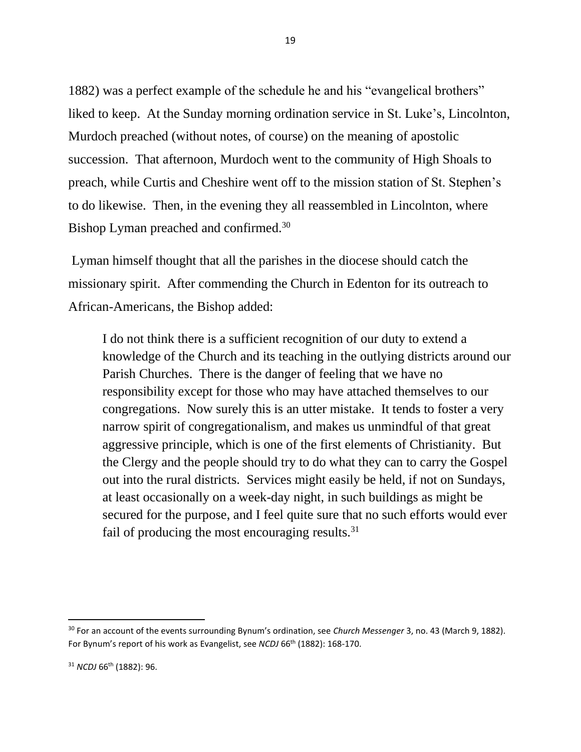1882) was a perfect example of the schedule he and his "evangelical brothers" liked to keep. At the Sunday morning ordination service in St. Luke's, Lincolnton, Murdoch preached (without notes, of course) on the meaning of apostolic succession. That afternoon, Murdoch went to the community of High Shoals to preach, while Curtis and Cheshire went off to the mission station of St. Stephen's to do likewise. Then, in the evening they all reassembled in Lincolnton, where Bishop Lyman preached and confirmed.[30]

Lyman himself thought that all the parishes in the diocese should catch the missionary spirit. After commending the Church in Edenton for its outreach to African-Americans, the Bishop added:

> I do not think there is a sufficient recognition of our duty to extend a knowledge of the Church and its teaching in the outlying districts around our Parish Churches. There is the danger of feeling that we have no responsibility except for those who may have attached themselves to our congregations. Now surely this is an utter mistake. It tends to foster a very narrow spirit of congregationalism, and makes us unmindful of that great aggressive principle, which is one of the first elements of Christianity. But the Clergy and the people should try to do what they can to carry the Gospel out into the rural districts. Services might easily be held, if not on Sundays, at least occasionally on a week-day night, in such buildings as might be secured for the purpose, and I feel quite sure that no such efforts would ever fail of producing the most encouraging results.[31]

---

[30] For an account of the events surrounding Bynum's ordination, see *Church Messenger* 3, no. 43 (March 9, 1882). For Bynum's report of his work as Evangelist, see *NCDJ* 66th (1882): 168-170.

[31] *NCDJ* 66th (1882): 96.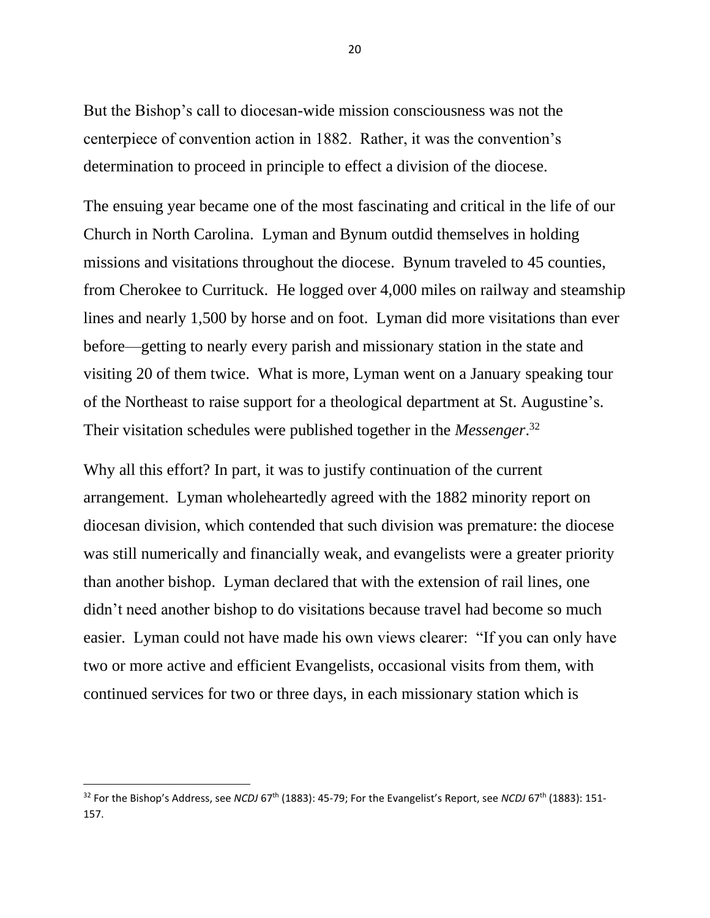But the Bishop's call to diocesan-wide mission consciousness was not the centerpiece of convention action in 1882. Rather, it was the convention's determination to proceed in principle to effect a division of the diocese.

The ensuing year became one of the most fascinating and critical in the life of our Church in North Carolina. Lyman and Bynum outdid themselves in holding missions and visitations throughout the diocese. Bynum traveled to 45 counties, from Cherokee to Currituck. He logged over 4,000 miles on railway and steamship lines and nearly 1,500 by horse and on foot. Lyman did more visitations than ever before—getting to nearly every parish and missionary station in the state and visiting 20 of them twice. What is more, Lyman went on a January speaking tour of the Northeast to raise support for a theological department at St. Augustine's. Their visitation schedules were published together in the *Messenger*.[32]

Why all this effort? In part, it was to justify continuation of the current arrangement. Lyman wholeheartedly agreed with the 1882 minority report on diocesan division, which contended that such division was premature: the diocese was still numerically and financially weak, and evangelists were a greater priority than another bishop. Lyman declared that with the extension of rail lines, one didn't need another bishop to do visitations because travel had become so much easier. Lyman could not have made his own views clearer: "If you can only have two or more active and efficient Evangelists, occasional visits from them, with continued services for two or three days, in each missionary station which is

---

[32] For the Bishop's Address, see *NCDJ* 67th (1883): 45-79; For the Evangelist's Report, see *NCDJ* 67th (1883): 151-157.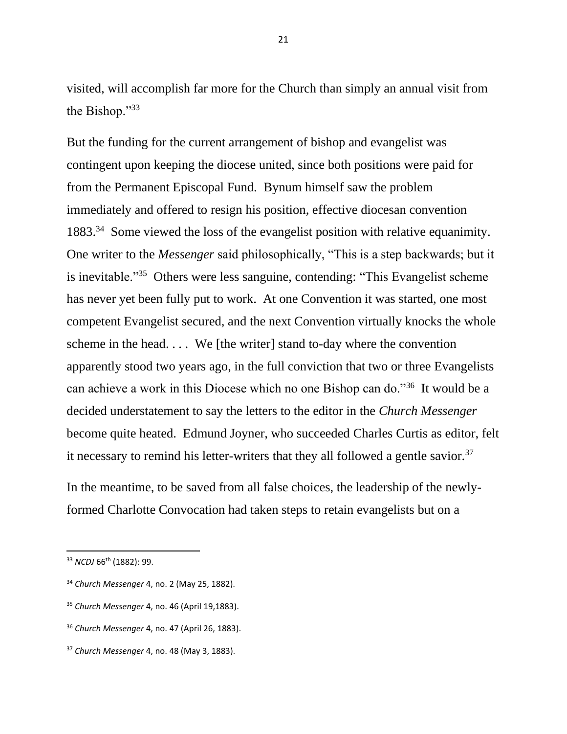visited, will accomplish far more for the Church than simply an annual visit from the Bishop."[33]

But the funding for the current arrangement of bishop and evangelist was contingent upon keeping the diocese united, since both positions were paid for from the Permanent Episcopal Fund. Bynum himself saw the problem immediately and offered to resign his position, effective diocesan convention 1883.[34] Some viewed the loss of the evangelist position with relative equanimity. One writer to the *Messenger* said philosophically, "This is a step backwards; but it is inevitable."[35] Others were less sanguine, contending: "This Evangelist scheme has never yet been fully put to work. At one Convention it was started, one most competent Evangelist secured, and the next Convention virtually knocks the whole scheme in the head. . . . We [the writer] stand to-day where the convention apparently stood two years ago, in the full conviction that two or three Evangelists can achieve a work in this Diocese which no one Bishop can do."[36] It would be a decided understatement to say the letters to the editor in the *Church Messenger* become quite heated. Edmund Joyner, who succeeded Charles Curtis as editor, felt it necessary to remind his letter-writers that they all followed a gentle savior.[37]

In the meantime, to be saved from all false choices, the leadership of the newly-formed Charlotte Convocation had taken steps to retain evangelists but on a

---

[33] *NCDJ* 66th (1882): 99.

[34] *Church Messenger* 4, no. 2 (May 25, 1882).

[35] *Church Messenger* 4, no. 46 (April 19,1883).

[36] *Church Messenger* 4, no. 47 (April 26, 1883).

[37] *Church Messenger* 4, no. 48 (May 3, 1883).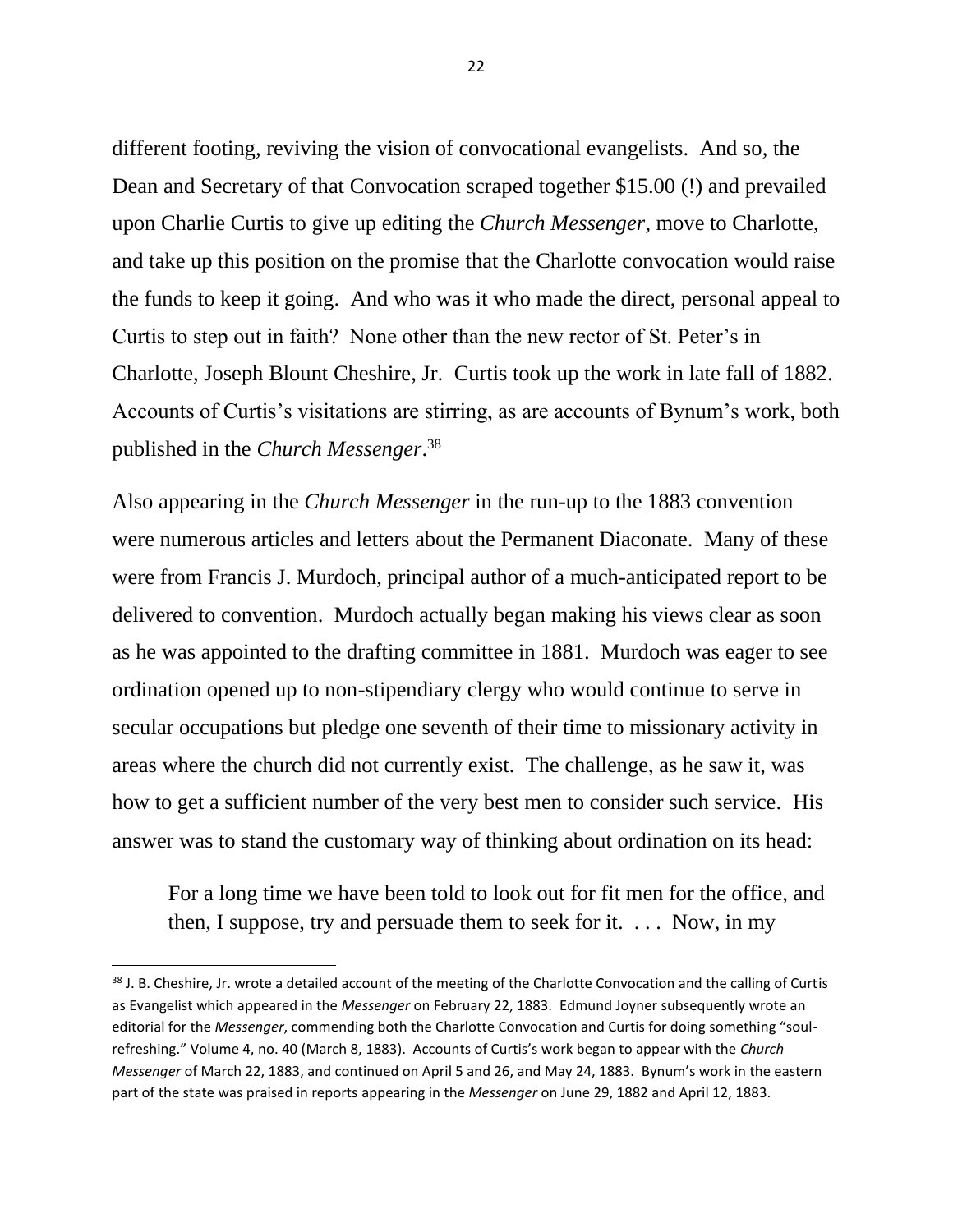different footing, reviving the vision of convocational evangelists. And so, the Dean and Secretary of that Convocation scraped together $15.00 (!) and prevailed upon Charlie Curtis to give up editing the *Church Messenger*, move to Charlotte, and take up this position on the promise that the Charlotte convocation would raise the funds to keep it going. And who was it who made the direct, personal appeal to Curtis to step out in faith? None other than the new rector of St. Peter's in Charlotte, Joseph Blount Cheshire, Jr. Curtis took up the work in late fall of 1882. Accounts of Curtis's visitations are stirring, as are accounts of Bynum's work, both published in the *Church Messenger*.[38]

Also appearing in the *Church Messenger* in the run-up to the 1883 convention were numerous articles and letters about the Permanent Diaconate. Many of these were from Francis J. Murdoch, principal author of a much-anticipated report to be delivered to convention. Murdoch actually began making his views clear as soon as he was appointed to the drafting committee in 1881. Murdoch was eager to see ordination opened up to non-stipendiary clergy who would continue to serve in secular occupations but pledge one seventh of their time to missionary activity in areas where the church did not currently exist. The challenge, as he saw it, was how to get a sufficient number of the very best men to consider such service. His answer was to stand the customary way of thinking about ordination on its head:

> For a long time we have been told to look out for fit men for the office, and then, I suppose, try and persuade them to seek for it. . . . Now, in my

---

[38] J. B. Cheshire, Jr. wrote a detailed account of the meeting of the Charlotte Convocation and the calling of Curtis as Evangelist which appeared in the *Messenger* on February 22, 1883. Edmund Joyner subsequently wrote an editorial for the *Messenger*, commending both the Charlotte Convocation and Curtis for doing something "soul-refreshing." Volume 4, no. 40 (March 8, 1883). Accounts of Curtis's work began to appear with the *Church Messenger* of March 22, 1883, and continued on April 5 and 26, and May 24, 1883. Bynum's work in the eastern part of the state was praised in reports appearing in the *Messenger* on June 29, 1882 and April 12, 1883.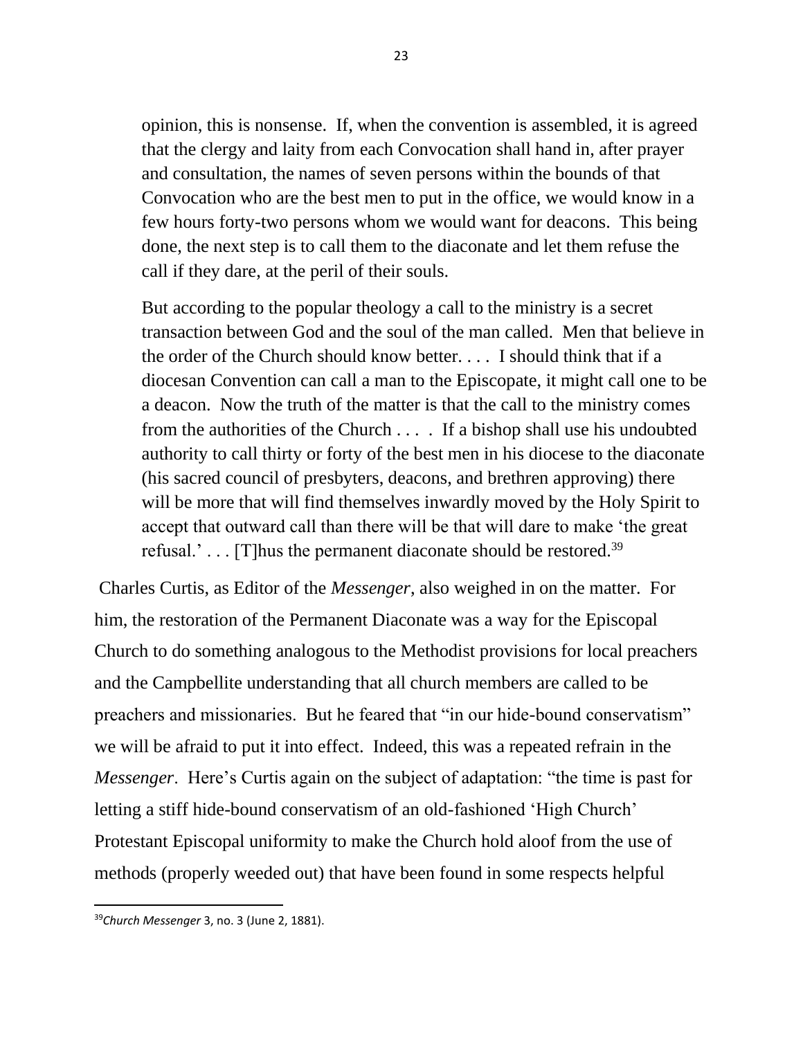> opinion, this is nonsense. If, when the convention is assembled, it is agreed that the clergy and laity from each Convocation shall hand in, after prayer and consultation, the names of seven persons within the bounds of that Convocation who are the best men to put in the office, we would know in a few hours forty-two persons whom we would want for deacons. This being done, the next step is to call them to the diaconate and let them refuse the call if they dare, at the peril of their souls.
>
> But according to the popular theology a call to the ministry is a secret transaction between God and the soul of the man called. Men that believe in the order of the Church should know better. . . . I should think that if a diocesan Convention can call a man to the Episcopate, it might call one to be a deacon. Now the truth of the matter is that the call to the ministry comes from the authorities of the Church . . . . If a bishop shall use his undoubted authority to call thirty or forty of the best men in his diocese to the diaconate (his sacred council of presbyters, deacons, and brethren approving) there will be more that will find themselves inwardly moved by the Holy Spirit to accept that outward call than there will be that will dare to make 'the great refusal.' . . . [T]hus the permanent diaconate should be restored.[39]

Charles Curtis, as Editor of the *Messenger*, also weighed in on the matter. For him, the restoration of the Permanent Diaconate was a way for the Episcopal Church to do something analogous to the Methodist provisions for local preachers and the Campbellite understanding that all church members are called to be preachers and missionaries. But he feared that "in our hide-bound conservatism" we will be afraid to put it into effect. Indeed, this was a repeated refrain in the *Messenger*. Here's Curtis again on the subject of adaptation: "the time is past for letting a stiff hide-bound conservatism of an old-fashioned 'High Church' Protestant Episcopal uniformity to make the Church hold aloof from the use of methods (properly weeded out) that have been found in some respects helpful

---

[39] *Church Messenger* 3, no. 3 (June 2, 1881).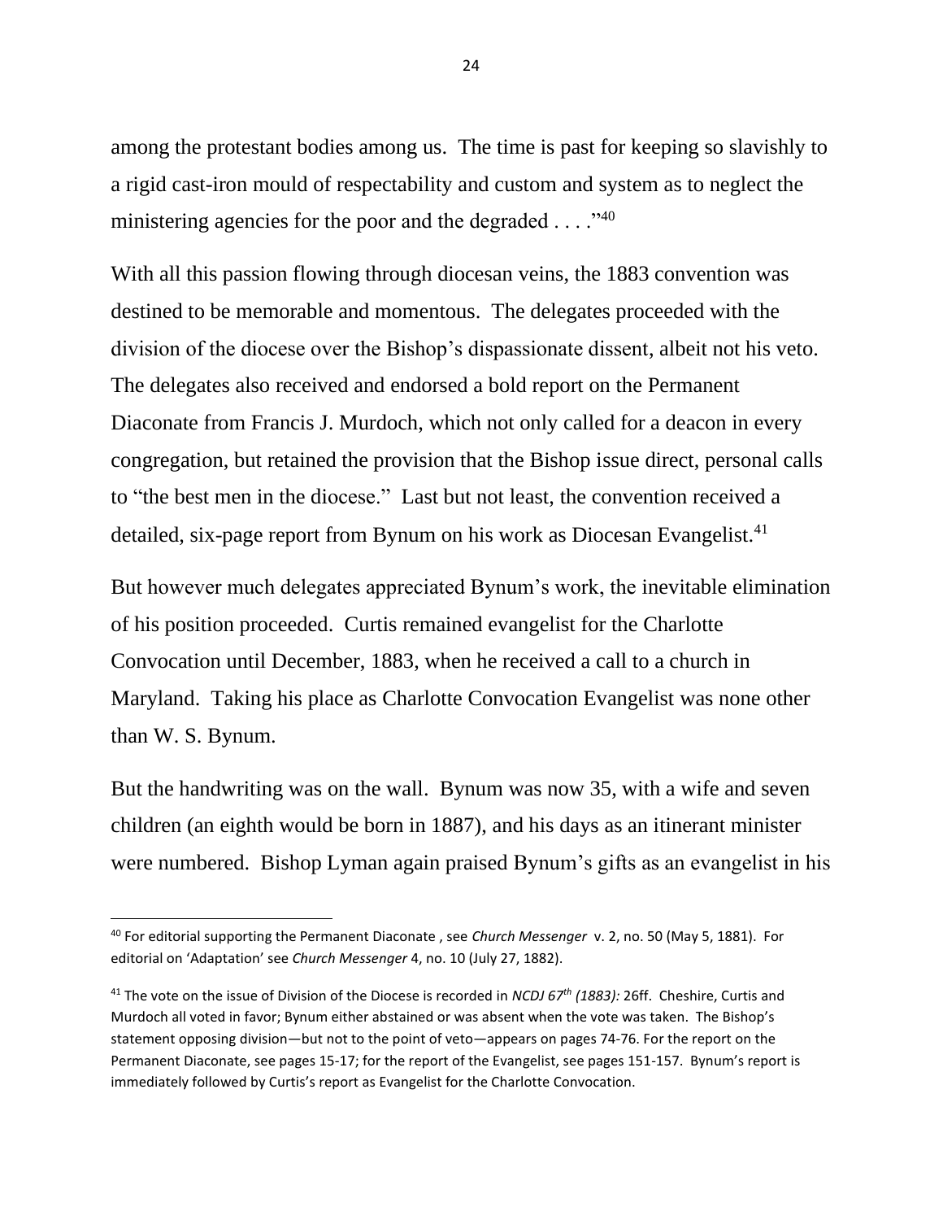among the protestant bodies among us. The time is past for keeping so slavishly to a rigid cast-iron mould of respectability and custom and system as to neglect the ministering agencies for the poor and the degraded . . . ."[40]

With all this passion flowing through diocesan veins, the 1883 convention was destined to be memorable and momentous. The delegates proceeded with the division of the diocese over the Bishop's dispassionate dissent, albeit not his veto. The delegates also received and endorsed a bold report on the Permanent Diaconate from Francis J. Murdoch, which not only called for a deacon in every congregation, but retained the provision that the Bishop issue direct, personal calls to "the best men in the diocese." Last but not least, the convention received a detailed, six-page report from Bynum on his work as Diocesan Evangelist.[41]

But however much delegates appreciated Bynum's work, the inevitable elimination of his position proceeded. Curtis remained evangelist for the Charlotte Convocation until December, 1883, when he received a call to a church in Maryland. Taking his place as Charlotte Convocation Evangelist was none other than W. S. Bynum.

But the handwriting was on the wall. Bynum was now 35, with a wife and seven children (an eighth would be born in 1887), and his days as an itinerant minister were numbered. Bishop Lyman again praised Bynum's gifts as an evangelist in his

---

[40] For editorial supporting the Permanent Diaconate , see *Church Messenger* v. 2, no. 50 (May 5, 1881). For editorial on 'Adaptation' see *Church Messenger* 4, no. 10 (July 27, 1882).

[41] The vote on the issue of Division of the Diocese is recorded in *NCDJ 67th (1883):* 26ff. Cheshire, Curtis and Murdoch all voted in favor; Bynum either abstained or was absent when the vote was taken. The Bishop's statement opposing division—but not to the point of veto—appears on pages 74-76. For the report on the Permanent Diaconate, see pages 15-17; for the report of the Evangelist, see pages 151-157. Bynum's report is immediately followed by Curtis's report as Evangelist for the Charlotte Convocation.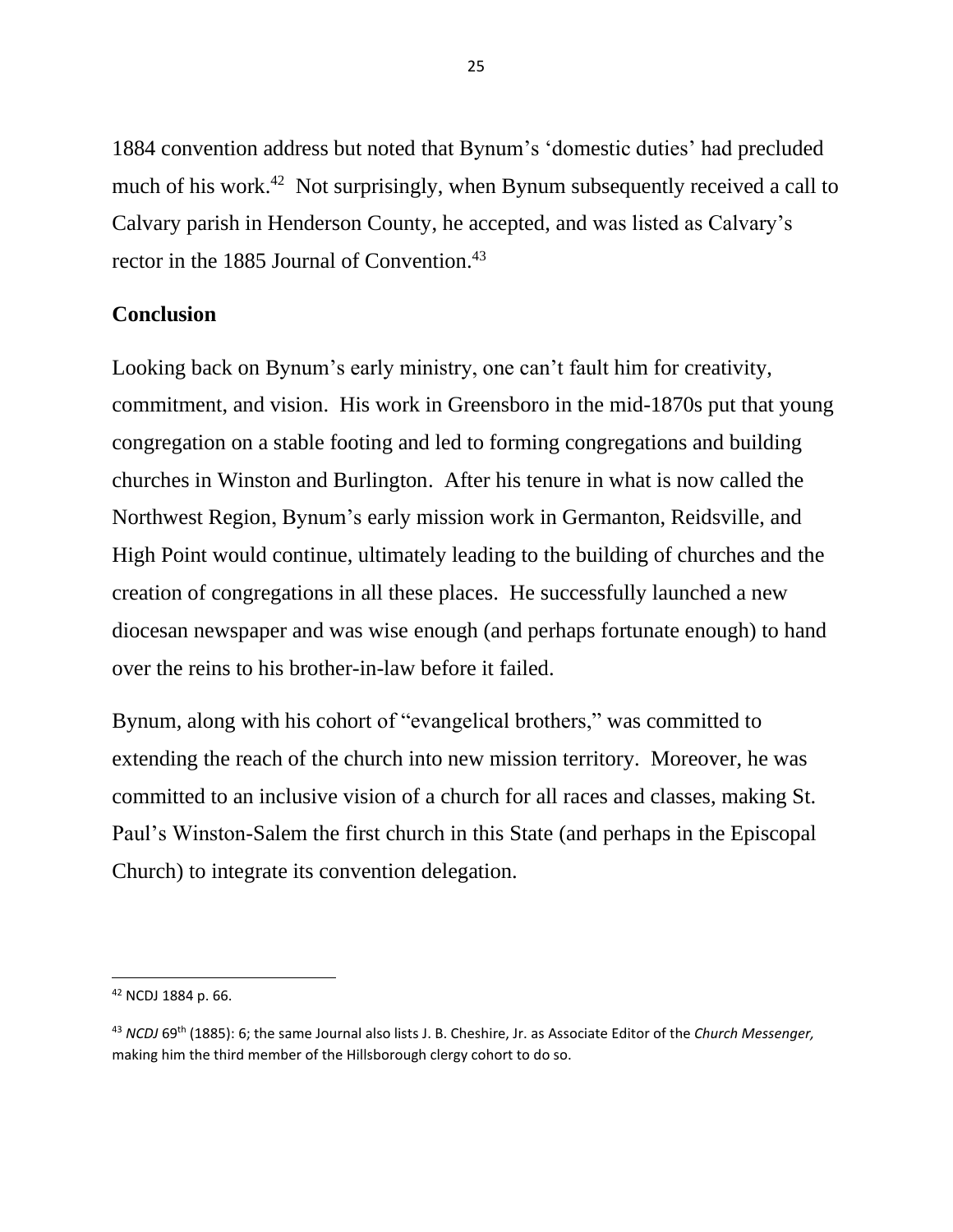1884 convention address but noted that Bynum's 'domestic duties' had precluded much of his work.[42] Not surprisingly, when Bynum subsequently received a call to Calvary parish in Henderson County, he accepted, and was listed as Calvary's rector in the 1885 Journal of Convention.[43]

## Conclusion

Looking back on Bynum's early ministry, one can't fault him for creativity, commitment, and vision. His work in Greensboro in the mid-1870s put that young congregation on a stable footing and led to forming congregations and building churches in Winston and Burlington. After his tenure in what is now called the Northwest Region, Bynum's early mission work in Germanton, Reidsville, and High Point would continue, ultimately leading to the building of churches and the creation of congregations in all these places. He successfully launched a new diocesan newspaper and was wise enough (and perhaps fortunate enough) to hand over the reins to his brother-in-law before it failed.

Bynum, along with his cohort of "evangelical brothers," was committed to extending the reach of the church into new mission territory. Moreover, he was committed to an inclusive vision of a church for all races and classes, making St. Paul's Winston-Salem the first church in this State (and perhaps in the Episcopal Church) to integrate its convention delegation.

---

[42] NCDJ 1884 p. 66.

[43] *NCDJ* 69th (1885): 6; the same Journal also lists J. B. Cheshire, Jr. as Associate Editor of the *Church Messenger,* making him the third member of the Hillsborough clergy cohort to do so.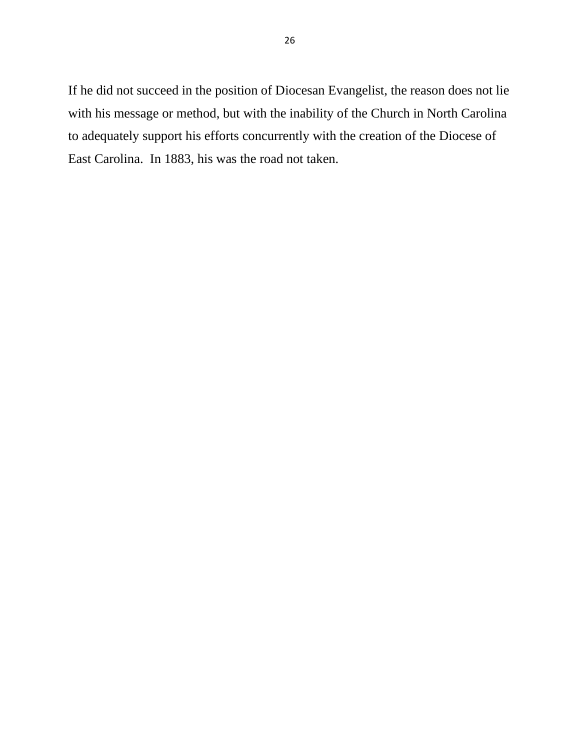If he did not succeed in the position of Diocesan Evangelist, the reason does not lie with his message or method, but with the inability of the Church in North Carolina to adequately support his efforts concurrently with the creation of the Diocese of East Carolina. In 1883, his was the road not taken.